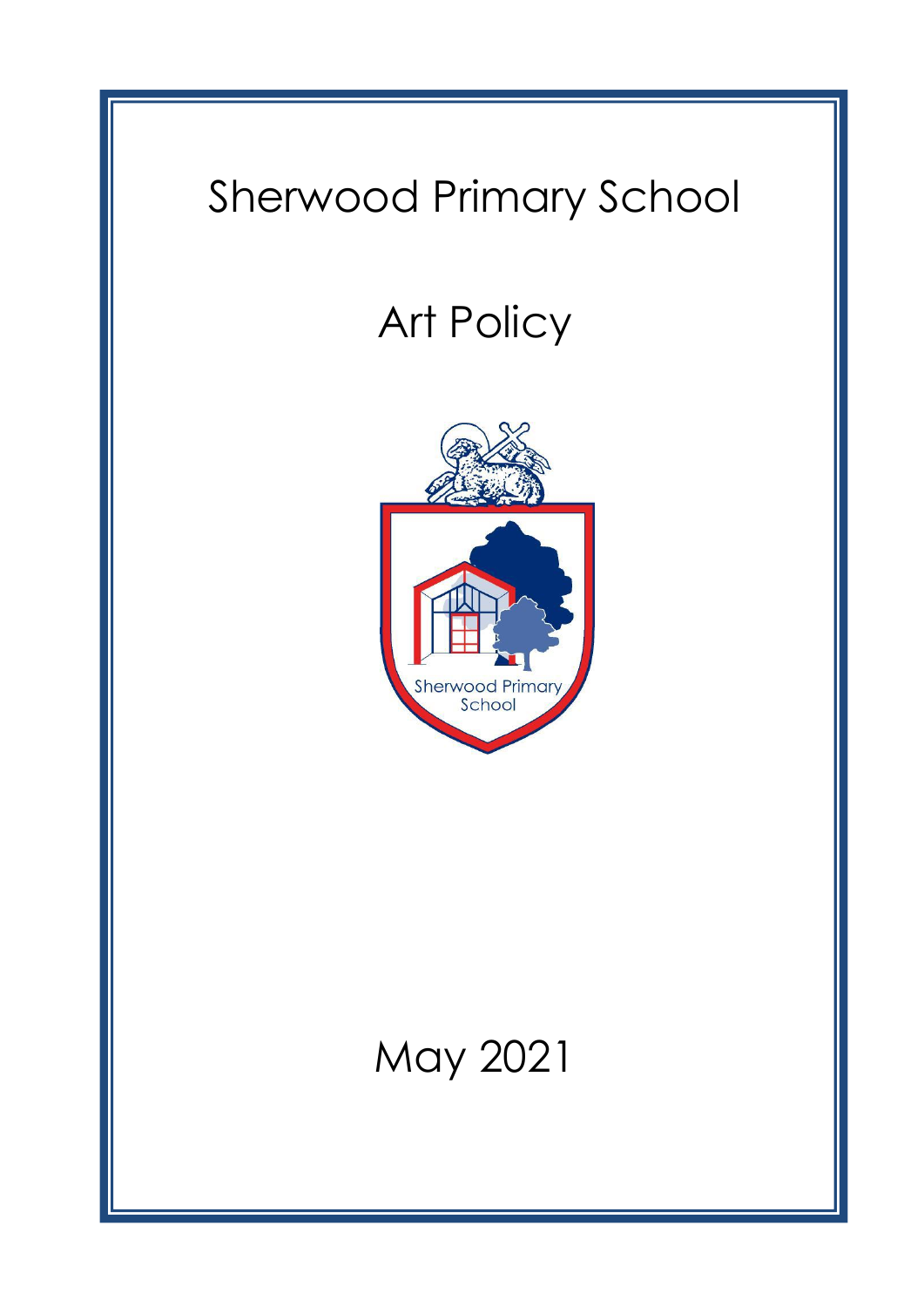# Sherwood Primary School

# Art Policy

May 2021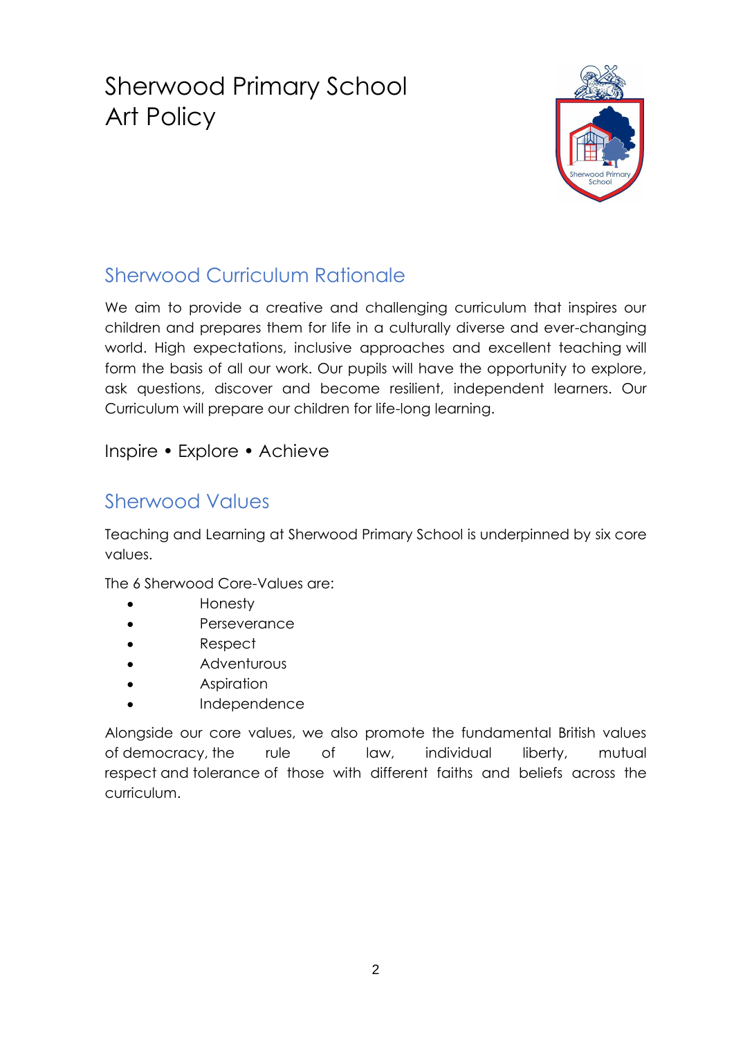# Sherwood Primary School
# Art Policy

## Sherwood Curriculum Rationale

We aim to provide a creative and challenging curriculum that inspires our children and prepares them for life in a culturally diverse and ever-changing world. High expectations, inclusive approaches and excellent teaching will form the basis of all our work. Our pupils will have the opportunity to explore, ask questions, discover and become resilient, independent learners. Our Curriculum will prepare our children for life-long learning.

Inspire • Explore • Achieve

## Sherwood Values

Teaching and Learning at Sherwood Primary School is underpinned by six core values.

The 6 Sherwood Core-Values are:

- Honesty
- Perseverance
- Respect
- Adventurous
- Aspiration
- Independence

Alongside our core values, we also promote the fundamental British values of democracy, the rule of law, individual liberty, mutual respect and tolerance of those with different faiths and beliefs across the curriculum.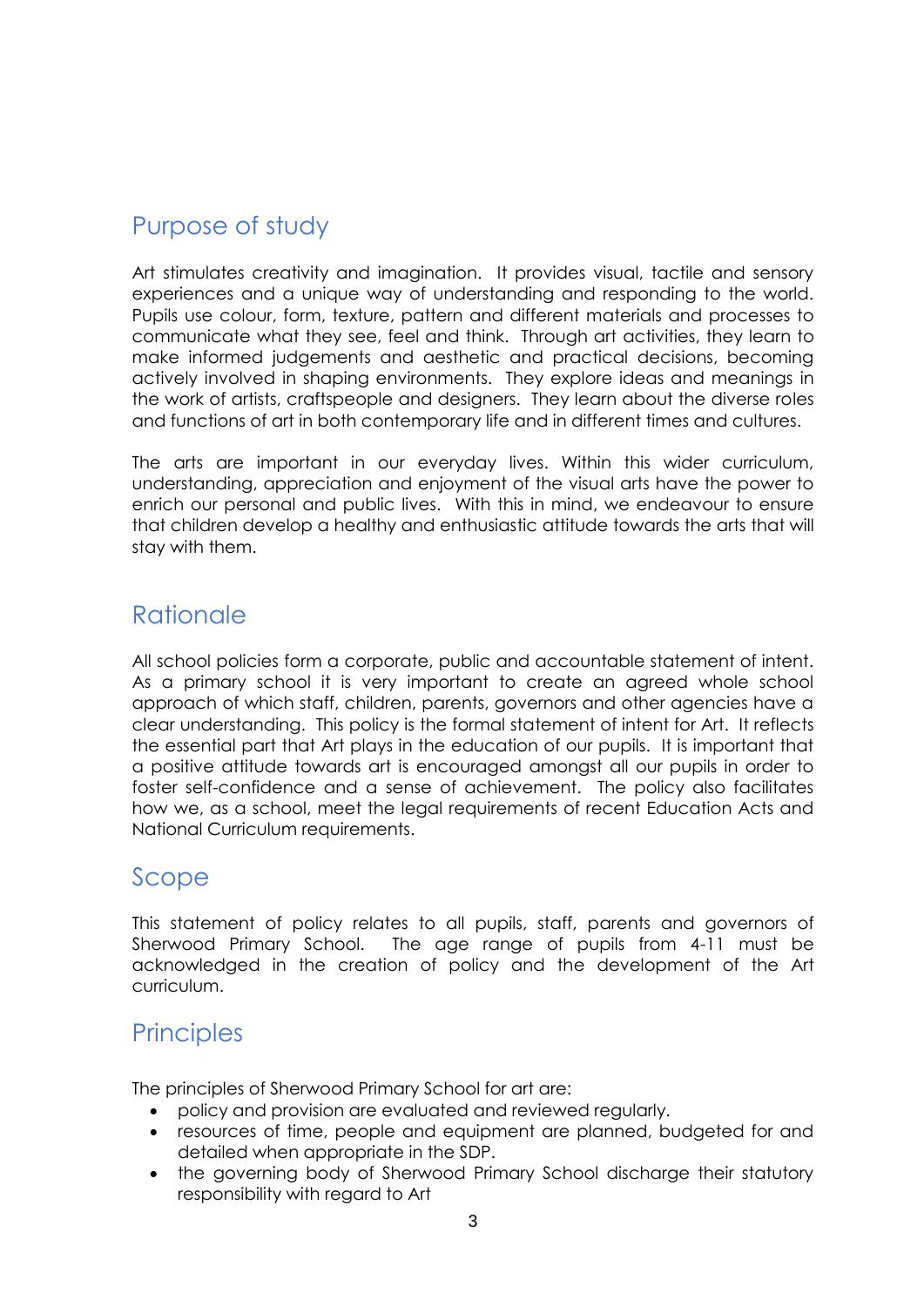## Purpose of study

Art stimulates creativity and imagination. It provides visual, tactile and sensory experiences and a unique way of understanding and responding to the world. Pupils use colour, form, texture, pattern and different materials and processes to communicate what they see, feel and think. Through art activities, they learn to make informed judgements and aesthetic and practical decisions, becoming actively involved in shaping environments. They explore ideas and meanings in the work of artists, craftspeople and designers. They learn about the diverse roles and functions of art in both contemporary life and in different times and cultures.

The arts are important in our everyday lives. Within this wider curriculum, understanding, appreciation and enjoyment of the visual arts have the power to enrich our personal and public lives. With this in mind, we endeavour to ensure that children develop a healthy and enthusiastic attitude towards the arts that will stay with them.

## Rationale

All school policies form a corporate, public and accountable statement of intent. As a primary school it is very important to create an agreed whole school approach of which staff, children, parents, governors and other agencies have a clear understanding. This policy is the formal statement of intent for Art. It reflects the essential part that Art plays in the education of our pupils. It is important that a positive attitude towards art is encouraged amongst all our pupils in order to foster self-confidence and a sense of achievement. The policy also facilitates how we, as a school, meet the legal requirements of recent Education Acts and National Curriculum requirements.

## Scope

This statement of policy relates to all pupils, staff, parents and governors of Sherwood Primary School. The age range of pupils from 4-11 must be acknowledged in the creation of policy and the development of the Art curriculum.

## Principles

The principles of Sherwood Primary School for art are:

- policy and provision are evaluated and reviewed regularly.
- resources of time, people and equipment are planned, budgeted for and detailed when appropriate in the SDP.
- the governing body of Sherwood Primary School discharge their statutory responsibility with regard to Art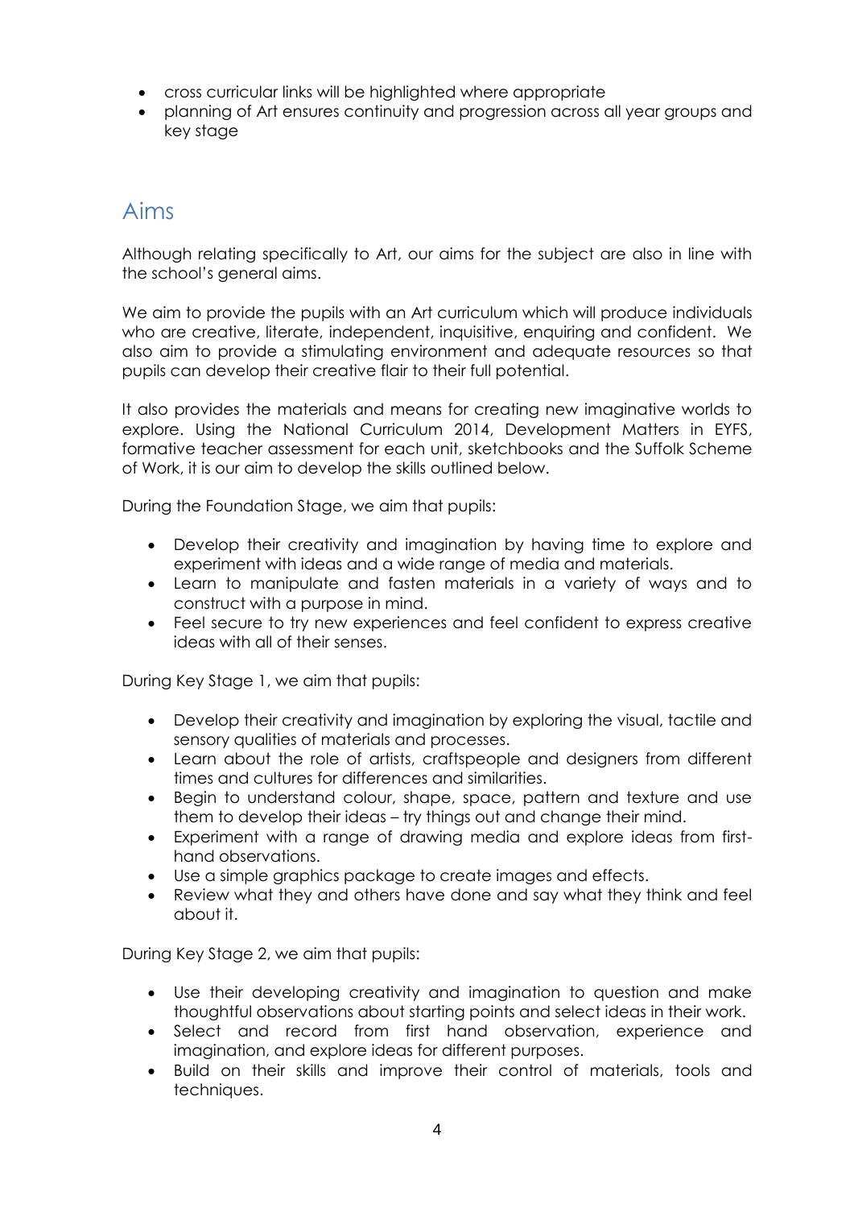- cross curricular links will be highlighted where appropriate
- planning of Art ensures continuity and progression across all year groups and key stage

## Aims

Although relating specifically to Art, our aims for the subject are also in line with the school's general aims.

We aim to provide the pupils with an Art curriculum which will produce individuals who are creative, literate, independent, inquisitive, enquiring and confident. We also aim to provide a stimulating environment and adequate resources so that pupils can develop their creative flair to their full potential.

It also provides the materials and means for creating new imaginative worlds to explore. Using the National Curriculum 2014, Development Matters in EYFS, formative teacher assessment for each unit, sketchbooks and the Suffolk Scheme of Work, it is our aim to develop the skills outlined below.

During the Foundation Stage, we aim that pupils:

- Develop their creativity and imagination by having time to explore and experiment with ideas and a wide range of media and materials.
- Learn to manipulate and fasten materials in a variety of ways and to construct with a purpose in mind.
- Feel secure to try new experiences and feel confident to express creative ideas with all of their senses.

During Key Stage 1, we aim that pupils:

- Develop their creativity and imagination by exploring the visual, tactile and sensory qualities of materials and processes.
- Learn about the role of artists, craftspeople and designers from different times and cultures for differences and similarities.
- Begin to understand colour, shape, space, pattern and texture and use them to develop their ideas – try things out and change their mind.
- Experiment with a range of drawing media and explore ideas from first-hand observations.
- Use a simple graphics package to create images and effects.
- Review what they and others have done and say what they think and feel about it.

During Key Stage 2, we aim that pupils:

- Use their developing creativity and imagination to question and make thoughtful observations about starting points and select ideas in their work.
- Select and record from first hand observation, experience and imagination, and explore ideas for different purposes.
- Build on their skills and improve their control of materials, tools and techniques.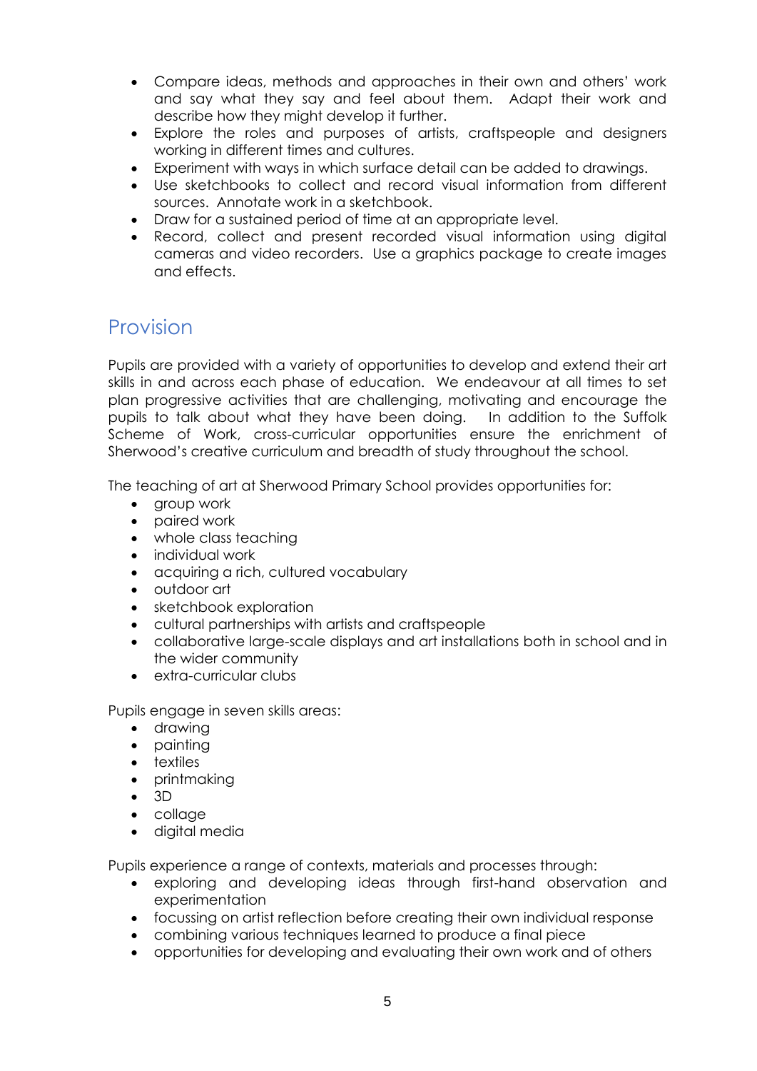- Compare ideas, methods and approaches in their own and others' work and say what they say and feel about them. Adapt their work and describe how they might develop it further.
- Explore the roles and purposes of artists, craftspeople and designers working in different times and cultures.
- Experiment with ways in which surface detail can be added to drawings.
- Use sketchbooks to collect and record visual information from different sources. Annotate work in a sketchbook.
- Draw for a sustained period of time at an appropriate level.
- Record, collect and present recorded visual information using digital cameras and video recorders. Use a graphics package to create images and effects.

## Provision

Pupils are provided with a variety of opportunities to develop and extend their art skills in and across each phase of education. We endeavour at all times to set plan progressive activities that are challenging, motivating and encourage the pupils to talk about what they have been doing. In addition to the Suffolk Scheme of Work, cross-curricular opportunities ensure the enrichment of Sherwood's creative curriculum and breadth of study throughout the school.

The teaching of art at Sherwood Primary School provides opportunities for:

- group work
- paired work
- whole class teaching
- individual work
- acquiring a rich, cultured vocabulary
- outdoor art
- sketchbook exploration
- cultural partnerships with artists and craftspeople
- collaborative large-scale displays and art installations both in school and in the wider community
- extra-curricular clubs

Pupils engage in seven skills areas:

- drawing
- painting
- textiles
- printmaking
- 3D
- collage
- digital media

Pupils experience a range of contexts, materials and processes through:

- exploring and developing ideas through first-hand observation and experimentation
- focussing on artist reflection before creating their own individual response
- combining various techniques learned to produce a final piece
- opportunities for developing and evaluating their own work and of others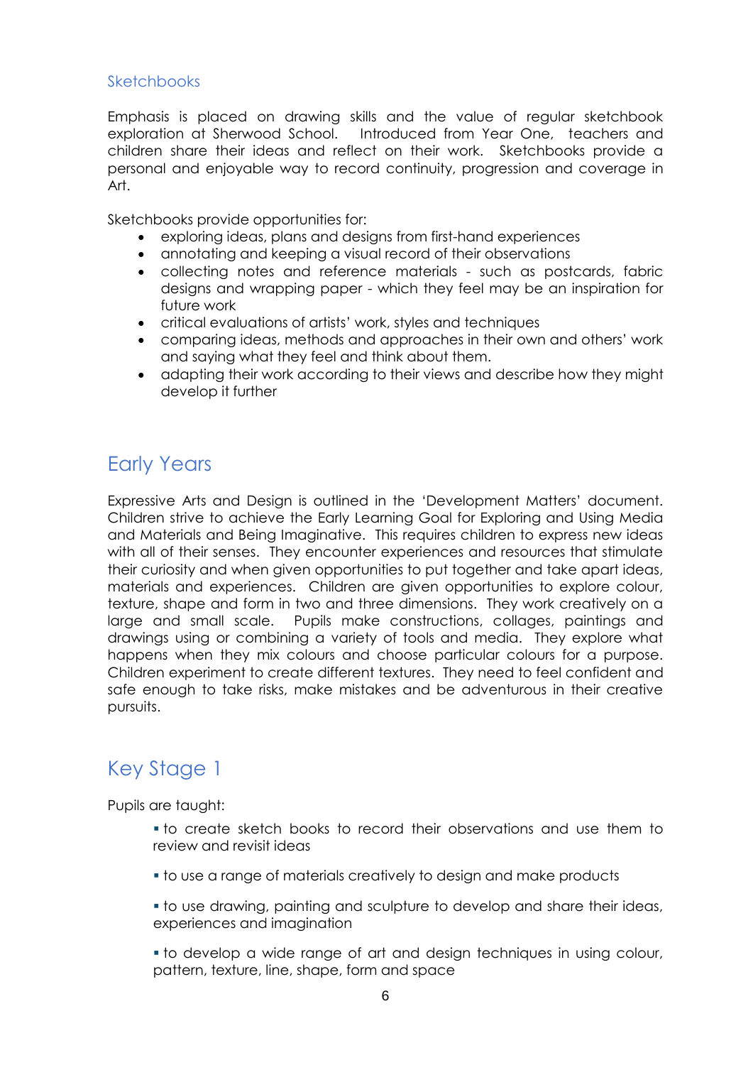### Sketchbooks

Emphasis is placed on drawing skills and the value of regular sketchbook exploration at Sherwood School. Introduced from Year One, teachers and children share their ideas and reflect on their work. Sketchbooks provide a personal and enjoyable way to record continuity, progression and coverage in Art.

Sketchbooks provide opportunities for:

- exploring ideas, plans and designs from first-hand experiences
- annotating and keeping a visual record of their observations
- collecting notes and reference materials - such as postcards, fabric designs and wrapping paper - which they feel may be an inspiration for future work
- critical evaluations of artists' work, styles and techniques
- comparing ideas, methods and approaches in their own and others' work and saying what they feel and think about them.
- adapting their work according to their views and describe how they might develop it further

## Early Years

Expressive Arts and Design is outlined in the 'Development Matters' document. Children strive to achieve the Early Learning Goal for Exploring and Using Media and Materials and Being Imaginative. This requires children to express new ideas with all of their senses. They encounter experiences and resources that stimulate their curiosity and when given opportunities to put together and take apart ideas, materials and experiences. Children are given opportunities to explore colour, texture, shape and form in two and three dimensions. They work creatively on a large and small scale. Pupils make constructions, collages, paintings and drawings using or combining a variety of tools and media. They explore what happens when they mix colours and choose particular colours for a purpose. Children experiment to create different textures. They need to feel confident and safe enough to take risks, make mistakes and be adventurous in their creative pursuits.

## Key Stage 1

Pupils are taught:

- to create sketch books to record their observations and use them to review and revisit ideas
- to use a range of materials creatively to design and make products
- to use drawing, painting and sculpture to develop and share their ideas, experiences and imagination
- to develop a wide range of art and design techniques in using colour, pattern, texture, line, shape, form and space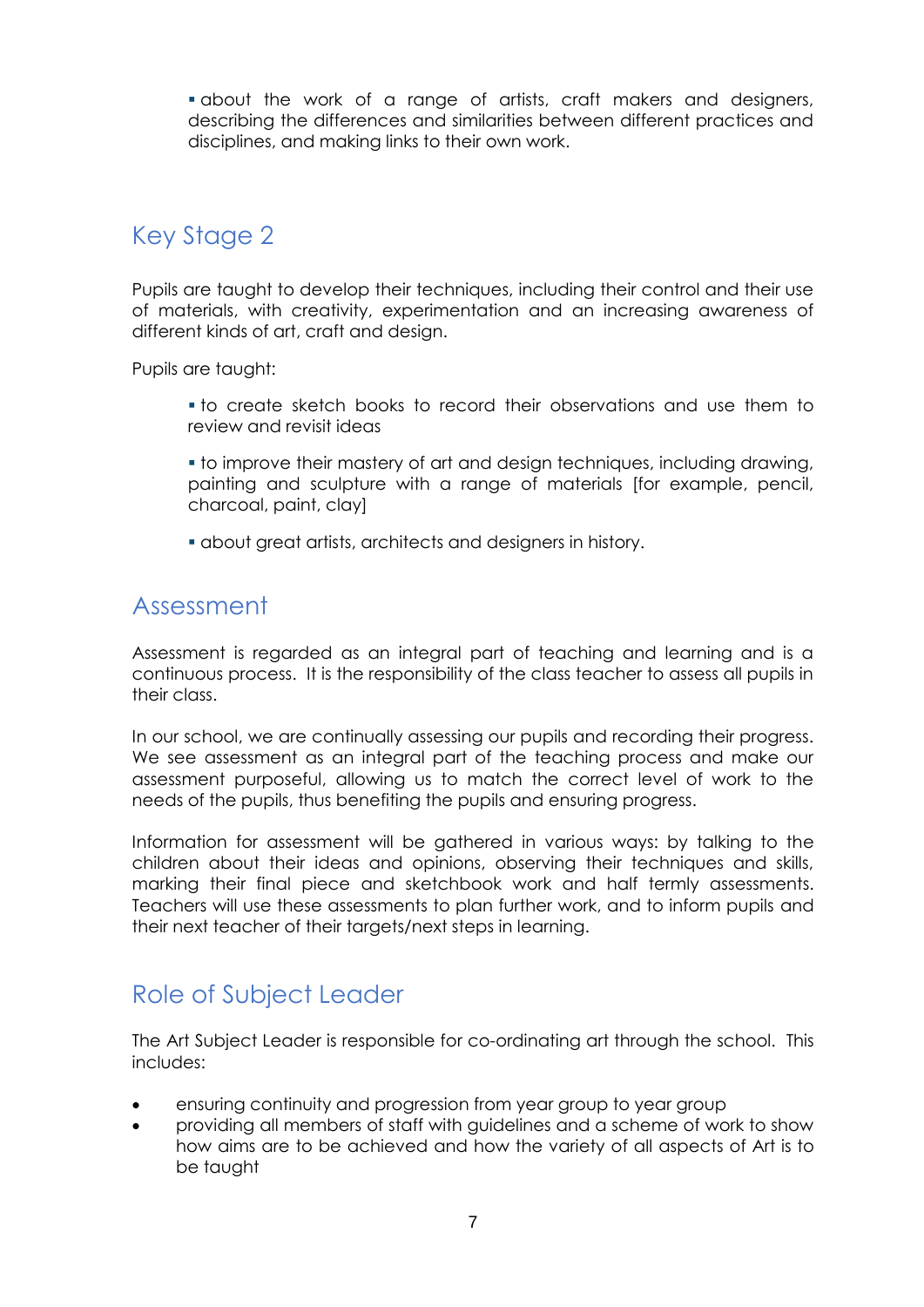- about the work of a range of artists, craft makers and designers, describing the differences and similarities between different practices and disciplines, and making links to their own work.

## Key Stage 2

Pupils are taught to develop their techniques, including their control and their use of materials, with creativity, experimentation and an increasing awareness of different kinds of art, craft and design.

Pupils are taught:

- to create sketch books to record their observations and use them to review and revisit ideas
- to improve their mastery of art and design techniques, including drawing, painting and sculpture with a range of materials [for example, pencil, charcoal, paint, clay]
- about great artists, architects and designers in history.

## Assessment

Assessment is regarded as an integral part of teaching and learning and is a continuous process. It is the responsibility of the class teacher to assess all pupils in their class.

In our school, we are continually assessing our pupils and recording their progress. We see assessment as an integral part of the teaching process and make our assessment purposeful, allowing us to match the correct level of work to the needs of the pupils, thus benefiting the pupils and ensuring progress.

Information for assessment will be gathered in various ways: by talking to the children about their ideas and opinions, observing their techniques and skills, marking their final piece and sketchbook work and half termly assessments. Teachers will use these assessments to plan further work, and to inform pupils and their next teacher of their targets/next steps in learning.

## Role of Subject Leader

The Art Subject Leader is responsible for co-ordinating art through the school. This includes:

- ensuring continuity and progression from year group to year group
- providing all members of staff with guidelines and a scheme of work to show how aims are to be achieved and how the variety of all aspects of Art is to be taught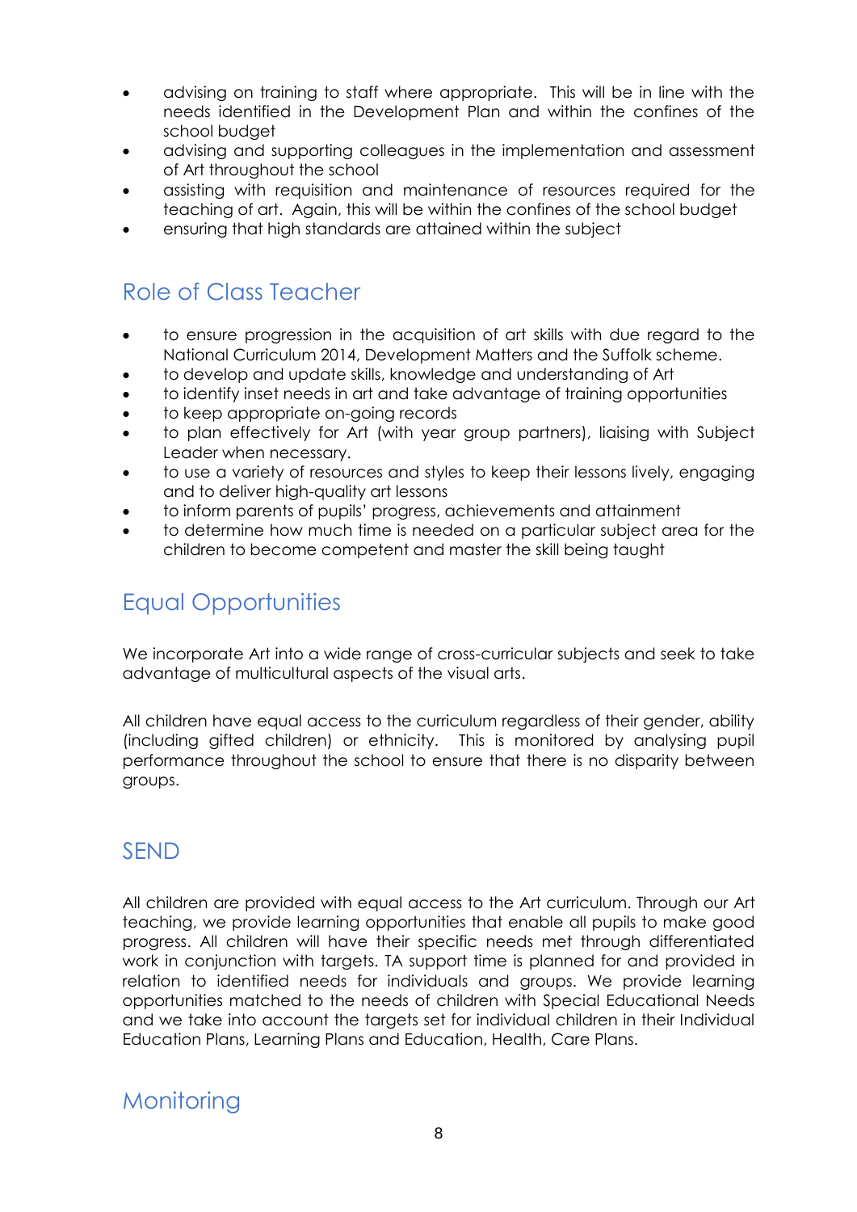- advising on training to staff where appropriate. This will be in line with the needs identified in the Development Plan and within the confines of the school budget
- advising and supporting colleagues in the implementation and assessment of Art throughout the school
- assisting with requisition and maintenance of resources required for the teaching of art. Again, this will be within the confines of the school budget
- ensuring that high standards are attained within the subject

## Role of Class Teacher

- to ensure progression in the acquisition of art skills with due regard to the National Curriculum 2014, Development Matters and the Suffolk scheme.
- to develop and update skills, knowledge and understanding of Art
- to identify inset needs in art and take advantage of training opportunities
- to keep appropriate on-going records
- to plan effectively for Art (with year group partners), liaising with Subject Leader when necessary.
- to use a variety of resources and styles to keep their lessons lively, engaging and to deliver high-quality art lessons
- to inform parents of pupils' progress, achievements and attainment
- to determine how much time is needed on a particular subject area for the children to become competent and master the skill being taught

## Equal Opportunities

We incorporate Art into a wide range of cross-curricular subjects and seek to take advantage of multicultural aspects of the visual arts.

All children have equal access to the curriculum regardless of their gender, ability (including gifted children) or ethnicity. This is monitored by analysing pupil performance throughout the school to ensure that there is no disparity between groups.

## SEND

All children are provided with equal access to the Art curriculum. Through our Art teaching, we provide learning opportunities that enable all pupils to make good progress. All children will have their specific needs met through differentiated work in conjunction with targets. TA support time is planned for and provided in relation to identified needs for individuals and groups. We provide learning opportunities matched to the needs of children with Special Educational Needs and we take into account the targets set for individual children in their Individual Education Plans, Learning Plans and Education, Health, Care Plans.

## Monitoring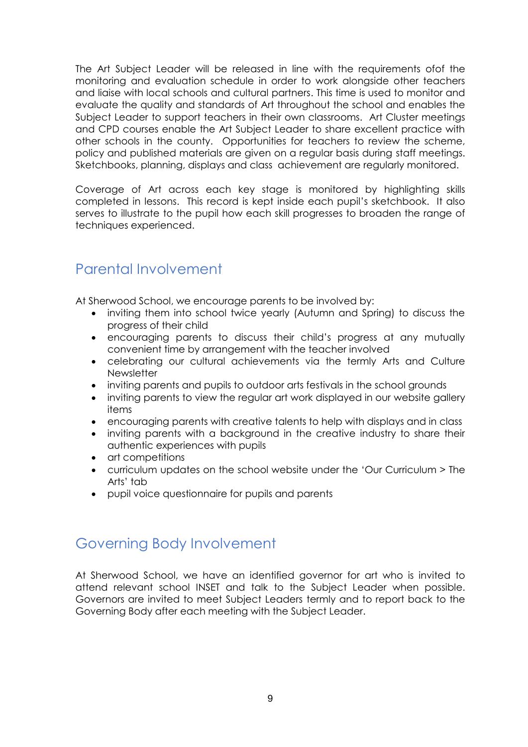The Art Subject Leader will be released in line with the requirements ofof the monitoring and evaluation schedule in order to work alongside other teachers and liaise with local schools and cultural partners. This time is used to monitor and evaluate the quality and standards of Art throughout the school and enables the Subject Leader to support teachers in their own classrooms. Art Cluster meetings and CPD courses enable the Art Subject Leader to share excellent practice with other schools in the county. Opportunities for teachers to review the scheme, policy and published materials are given on a regular basis during staff meetings. Sketchbooks, planning, displays and class achievement are regularly monitored.

Coverage of Art across each key stage is monitored by highlighting skills completed in lessons. This record is kept inside each pupil's sketchbook. It also serves to illustrate to the pupil how each skill progresses to broaden the range of techniques experienced.

## Parental Involvement

At Sherwood School, we encourage parents to be involved by:

- inviting them into school twice yearly (Autumn and Spring) to discuss the progress of their child
- encouraging parents to discuss their child's progress at any mutually convenient time by arrangement with the teacher involved
- celebrating our cultural achievements via the termly Arts and Culture Newsletter
- inviting parents and pupils to outdoor arts festivals in the school grounds
- inviting parents to view the regular art work displayed in our website gallery items
- encouraging parents with creative talents to help with displays and in class
- inviting parents with a background in the creative industry to share their authentic experiences with pupils
- art competitions
- curriculum updates on the school website under the 'Our Curriculum > The Arts' tab
- pupil voice questionnaire for pupils and parents

## Governing Body Involvement

At Sherwood School, we have an identified governor for art who is invited to attend relevant school INSET and talk to the Subject Leader when possible. Governors are invited to meet Subject Leaders termly and to report back to the Governing Body after each meeting with the Subject Leader.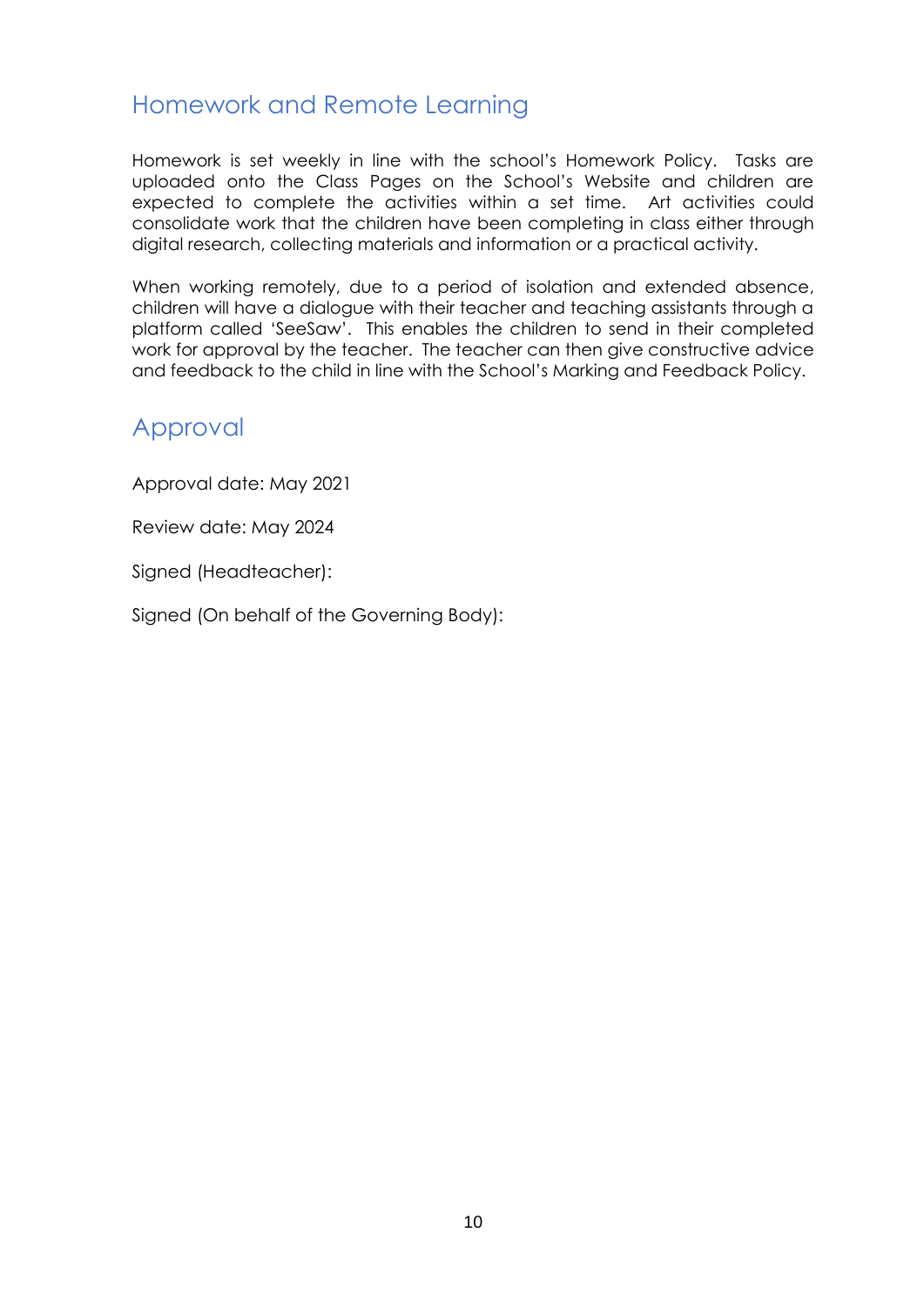## Homework and Remote Learning

Homework is set weekly in line with the school's Homework Policy. Tasks are uploaded onto the Class Pages on the School's Website and children are expected to complete the activities within a set time. Art activities could consolidate work that the children have been completing in class either through digital research, collecting materials and information or a practical activity.

When working remotely, due to a period of isolation and extended absence, children will have a dialogue with their teacher and teaching assistants through a platform called 'SeeSaw'. This enables the children to send in their completed work for approval by the teacher. The teacher can then give constructive advice and feedback to the child in line with the School's Marking and Feedback Policy.

## Approval

Approval date: May 2021

Review date: May 2024

Signed (Headteacher):

Signed (On behalf of the Governing Body):